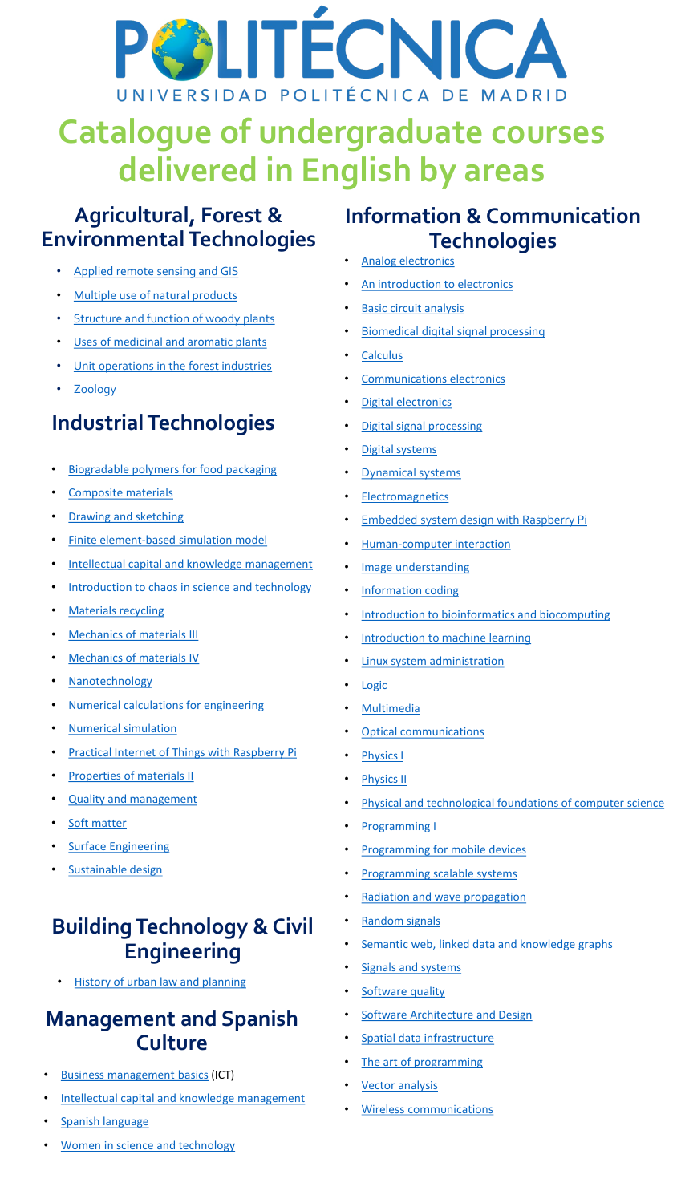# POLITÉCNICA

UNIVERSIDAD POLITÉCNICA DE MADRID

# Catalogue of undergraduate courses delivered in English by areas

## Agricultural, Forest & Environmental Technologies

- Applied remote sensing and GIS
- Multiple use of natural products
- Structure and function of woody plants
- Uses of medicinal and aromatic plants
- Unit operations in the forest industries
- Zoology

## Industrial Technologies

- Biogradable polymers for food packaging
- Composite materials
- Drawing and sketching
- Finite element-based simulation model
- Intellectual capital and knowledge management
- Introduction to chaos in science and technology
- Materials recycling
- Mechanics of materials III
- Mechanics of materials IV
- Nanotechnology
- Numerical calculations for engineering
- Numerical simulation
- Practical Internet of Things with Raspberry Pi
- Properties of materials II
- Quality and management
- Soft matter
- Surface Engineering
- Sustainable design

## Building Technology & Civil Engineering

- History of urban law and planning

## Management and Spanish Culture

- Business management basics (ICT)
- Intellectual capital and knowledge management
- Spanish language
- Women in science and technology

## Information & Communication Technologies

- Analog electronics
- An introduction to electronics
- Basic circuit analysis
- Biomedical digital signal processing
- Calculus
- Communications electronics
- Digital electronics
- Digital signal processing
- Digital systems
- Dynamical systems
- Electromagnetics
- Embedded system design with Raspberry Pi
- Human-computer interaction
- Image understanding
- Information coding
- Introduction to bioinformatics and biocomputing
- Introduction to machine learning
- Linux system administration
- Logic
- Multimedia
- Optical communications
- Physics I
- Physics II
- Physical and technological foundations of computer science
- Programming I
- Programming for mobile devices
- Programming scalable systems
- Radiation and wave propagation
- Random signals
- Semantic web, linked data and knowledge graphs
- Signals and systems
- Software quality
- Software Architecture and Design
- Spatial data infrastructure
- The art of programming
- Vector analysis
- Wireless communications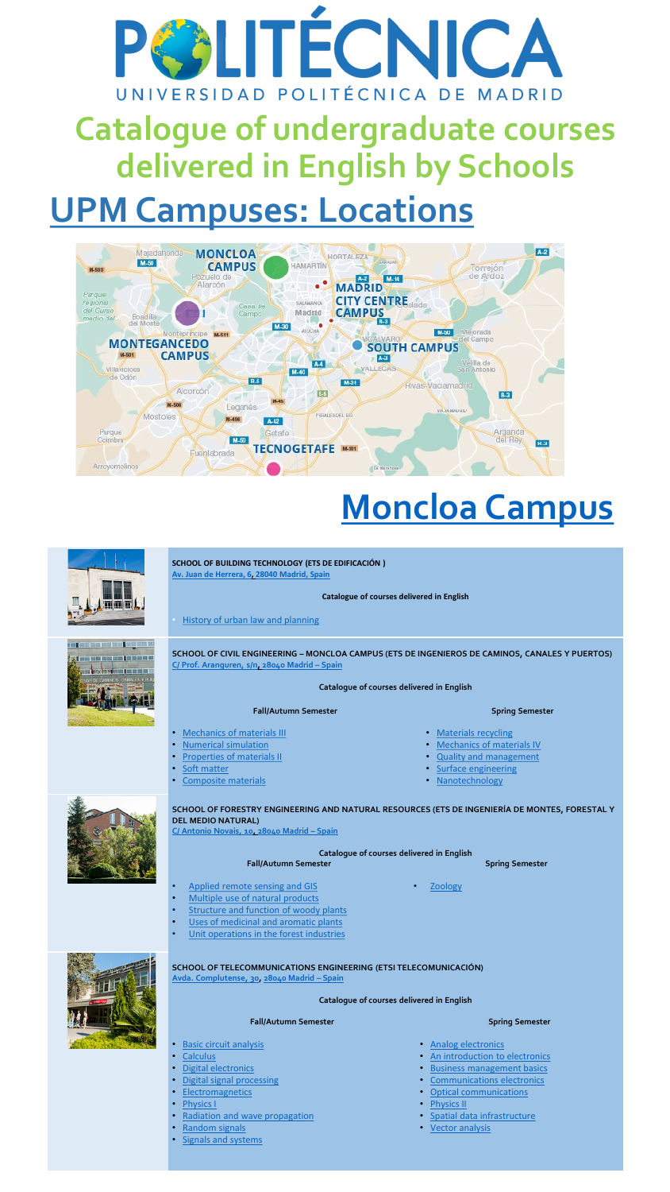# POLITÉCNICA

UNIVERSIDAD POLITÉCNICA DE MADRID

# Catalogue of undergraduate courses delivered in English by Schools

## UPM Campuses: Locations

## Moncloa Campus

### SCHOOL OF BUILDING TECHNOLOGY (ETS DE EDIFICACIÓN )

Av. Juan de Herrera, 6, 28040 Madrid, Spain

**Catalogue of courses delivered in English**

- History of urban law and planning

### SCHOOL OF CIVIL ENGINEERING – MONCLOA CAMPUS (ETS DE INGENIEROS DE CAMINOS, CANALES Y PUERTOS)

C/ Prof. Aranguren, s/n, 28040 Madrid – Spain

**Catalogue of courses delivered in English**

**Fall/Autumn Semester**

- Mechanics of materials III
- Numerical simulation
- Properties of materials II
- Soft matter
- Composite materials

**Spring Semester**

- Materials recycling
- Mechanics of materials IV
- Quality and management
- Surface engineering
- Nanotechnology

### SCHOOL OF FORESTRY ENGINEERING AND NATURAL RESOURCES (ETS DE INGENIERÍA DE MONTES, FORESTAL Y DEL MEDIO NATURAL)

C/ Antonio Novais, 10, 28040 Madrid – Spain

**Catalogue of courses delivered in English**

**Fall/Autumn Semester**

- Applied remote sensing and GIS
- Multiple use of natural products
- Structure and function of woody plants
- Uses of medicinal and aromatic plants
- Unit operations in the forest industries

**Spring Semester**

- Zoology

### SCHOOL OF TELECOMMUNICATIONS ENGINEERING (ETSI TELECOMUNICACIÓN)

Avda. Complutense, 30, 28040 Madrid – Spain

**Catalogue of courses delivered in English**

**Fall/Autumn Semester**

- Basic circuit analysis
- Calculus
- Digital electronics
- Digital signal processing
- Electromagnetics
- Physics I
- Radiation and wave propagation
- Random signals
- Signals and systems

**Spring Semester**

- Analog electronics
- An introduction to electronics
- Business management basics
- Communications electronics
- Optical communications
- Physics II
- Spatial data infrastructure
- Vector analysis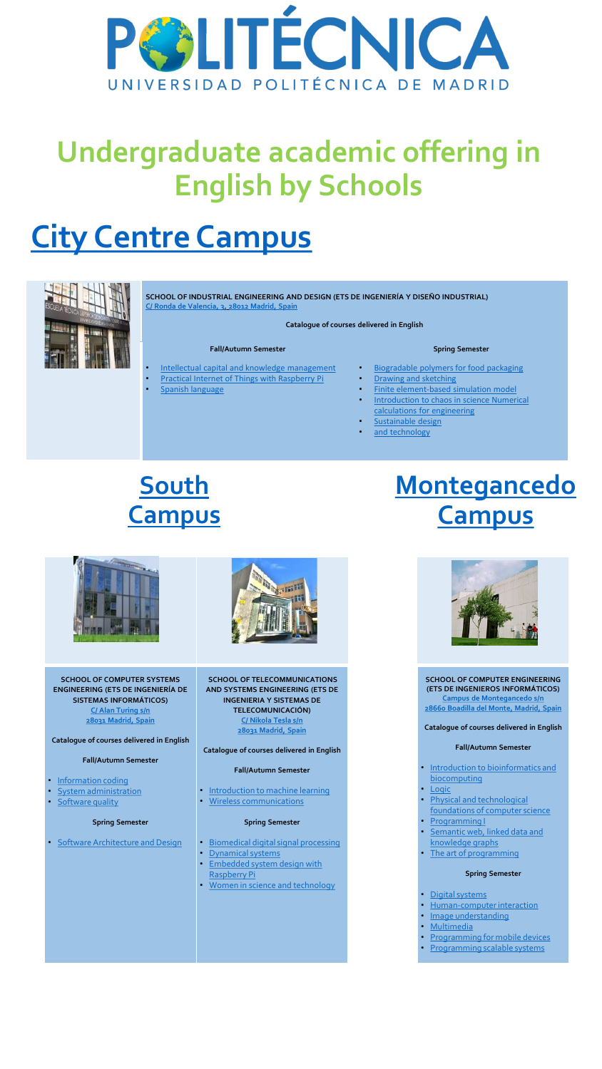# PОLITÉCNICA

UNIVERSIDAD POLITÉCNICA DE MADRID

# Undergraduate academic offering in English by Schools

## City Centre Campus

**SCHOOL OF INDUSTRIAL ENGINEERING AND DESIGN (ETS DE INGENIERÍA Y DISEÑO INDUSTRIAL)**
C/ Ronda de Valencia, 3, 28012 Madrid, Spain

**Catalogue of courses delivered in English**

**Fall/Autumn Semester**

- Intellectual capital and knowledge management
- Practical Internet of Things with Raspberry Pi
- Spanish language

**Spring Semester**

- Biogradable polymers for food packaging
- Drawing and sketching
- Finite element-based simulation model
- Introduction to chaos in science Numerical calculations for engineering
- Sustainable design
- and technology

## South Campus

**SCHOOL OF COMPUTER SYSTEMS ENGINEERING (ETS DE INGENIERÍA DE SISTEMAS INFORMÁTICOS)**
C/ Alan Turing s/n
28031 Madrid, Spain

**Catalogue of courses delivered in English**

**Fall/Autumn Semester**

- Information coding
- System administration
- Software quality

**Spring Semester**

- Software Architecture and Design

**SCHOOL OF TELECOMMUNICATIONS AND SYSTEMS ENGINEERING (ETS DE INGENIERIA Y SISTEMAS DE TELECOMUNICACIÓN)**
C/ Nikola Tesla s/n
28031 Madrid, Spain

**Catalogue of courses delivered in English**

**Fall/Autumn Semester**

- Introduction to machine learning
- Wireless communications

**Spring Semester**

- Biomedical digital signal processing
- Dynamical systems
- Embedded system design with Raspberry Pi
- Women in science and technology

## Montegancedo Campus

**SCHOOL OF COMPUTER ENGINEERING (ETS DE INGENIEROS INFORMÁTICOS)**
Campus de Montegancedo s/n
28660 Boadilla del Monte, Madrid, Spain

**Catalogue of courses delivered in English**

**Fall/Autumn Semester**

- Introduction to bioinformatics and biocomputing
- Logic
- Physical and technological foundations of computer science
- Programming I
- Semantic web, linked data and knowledge graphs
- The art of programming

**Spring Semester**

- Digital systems
- Human-computer interaction
- Image understanding
- Multimedia
- Programming for mobile devices
- Programming scalable systems